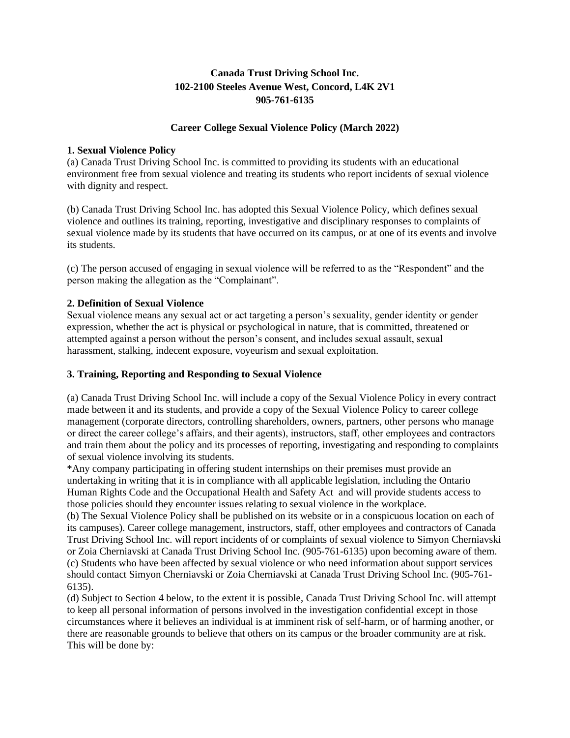**Canada Trust Driving School Inc.**
**102-2100 Steeles Avenue West, Concord, L4K 2V1**
**905-761-6135**

**Career College Sexual Violence Policy (March 2022)**

**1. Sexual Violence Policy**

(a) Canada Trust Driving School Inc. is committed to providing its students with an educational environment free from sexual violence and treating its students who report incidents of sexual violence with dignity and respect.

(b) Canada Trust Driving School Inc. has adopted this Sexual Violence Policy, which defines sexual violence and outlines its training, reporting, investigative and disciplinary responses to complaints of sexual violence made by its students that have occurred on its campus, or at one of its events and involve its students.

(c) The person accused of engaging in sexual violence will be referred to as the "Respondent" and the person making the allegation as the "Complainant".

**2. Definition of Sexual Violence**

Sexual violence means any sexual act or act targeting a person's sexuality, gender identity or gender expression, whether the act is physical or psychological in nature, that is committed, threatened or attempted against a person without the person's consent, and includes sexual assault, sexual harassment, stalking, indecent exposure, voyeurism and sexual exploitation.

**3. Training, Reporting and Responding to Sexual Violence**

(a) Canada Trust Driving School Inc. will include a copy of the Sexual Violence Policy in every contract made between it and its students, and provide a copy of the Sexual Violence Policy to career college management (corporate directors, controlling shareholders, owners, partners, other persons who manage or direct the career college's affairs, and their agents), instructors, staff, other employees and contractors and train them about the policy and its processes of reporting, investigating and responding to complaints of sexual violence involving its students.

*Any company participating in offering student internships on their premises must provide an undertaking in writing that it is in compliance with all applicable legislation, including the Ontario Human Rights Code and the Occupational Health and Safety Act and will provide students access to those policies should they encounter issues relating to sexual violence in the workplace.

(b) The Sexual Violence Policy shall be published on its website or in a conspicuous location on each of its campuses). Career college management, instructors, staff, other employees and contractors of Canada Trust Driving School Inc. will report incidents of or complaints of sexual violence to Simyon Cherniavski or Zoia Cherniavski at Canada Trust Driving School Inc. (905-761-6135) upon becoming aware of them.

(c) Students who have been affected by sexual violence or who need information about support services should contact Simyon Cherniavski or Zoia Cherniavski at Canada Trust Driving School Inc. (905-761-6135).

(d) Subject to Section 4 below, to the extent it is possible, Canada Trust Driving School Inc. will attempt to keep all personal information of persons involved in the investigation confidential except in those circumstances where it believes an individual is at imminent risk of self-harm, or of harming another, or there are reasonable grounds to believe that others on its campus or the broader community are at risk. This will be done by: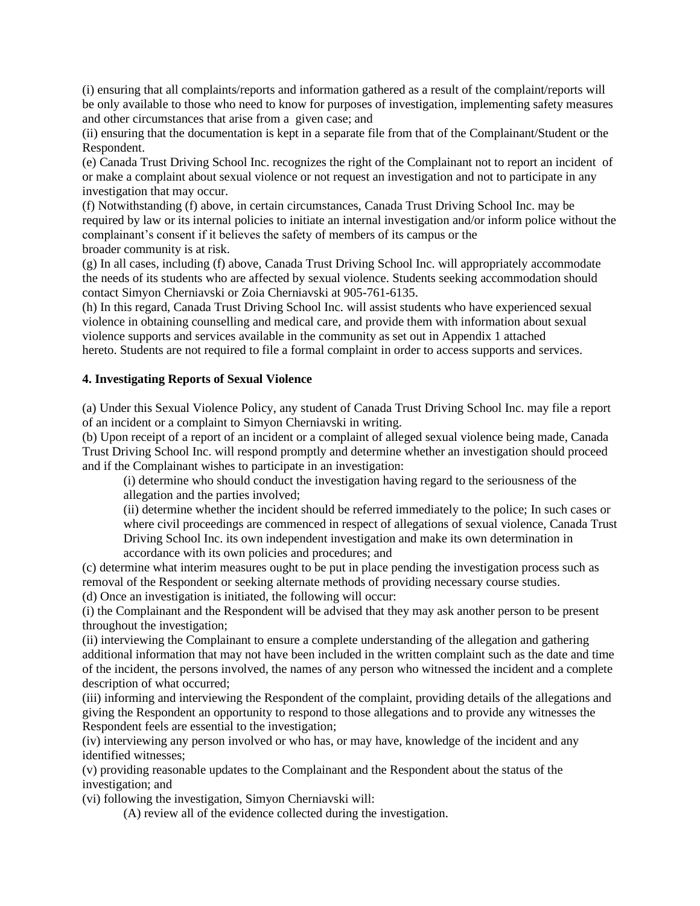(i) ensuring that all complaints/reports and information gathered as a result of the complaint/reports will be only available to those who need to know for purposes of investigation, implementing safety measures and other circumstances that arise from a given case; and

(ii) ensuring that the documentation is kept in a separate file from that of the Complainant/Student or the Respondent.

(e) Canada Trust Driving School Inc. recognizes the right of the Complainant not to report an incident of or make a complaint about sexual violence or not request an investigation and not to participate in any investigation that may occur.

(f) Notwithstanding (f) above, in certain circumstances, Canada Trust Driving School Inc. may be required by law or its internal policies to initiate an internal investigation and/or inform police without the complainant's consent if it believes the safety of members of its campus or the broader community is at risk.

(g) In all cases, including (f) above, Canada Trust Driving School Inc. will appropriately accommodate the needs of its students who are affected by sexual violence. Students seeking accommodation should contact Simyon Cherniavski or Zoia Cherniavski at 905-761-6135.

(h) In this regard, Canada Trust Driving School Inc. will assist students who have experienced sexual violence in obtaining counselling and medical care, and provide them with information about sexual violence supports and services available in the community as set out in Appendix 1 attached hereto. Students are not required to file a formal complaint in order to access supports and services.

**4. Investigating Reports of Sexual Violence**

(a) Under this Sexual Violence Policy, any student of Canada Trust Driving School Inc. may file a report of an incident or a complaint to Simyon Cherniavski in writing.

(b) Upon receipt of a report of an incident or a complaint of alleged sexual violence being made, Canada Trust Driving School Inc. will respond promptly and determine whether an investigation should proceed and if the Complainant wishes to participate in an investigation:

> (i) determine who should conduct the investigation having regard to the seriousness of the allegation and the parties involved;
>
> (ii) determine whether the incident should be referred immediately to the police; In such cases or where civil proceedings are commenced in respect of allegations of sexual violence, Canada Trust Driving School Inc. its own independent investigation and make its own determination in accordance with its own policies and procedures; and

(c) determine what interim measures ought to be put in place pending the investigation process such as removal of the Respondent or seeking alternate methods of providing necessary course studies.

(d) Once an investigation is initiated, the following will occur:

(i) the Complainant and the Respondent will be advised that they may ask another person to be present throughout the investigation;

(ii) interviewing the Complainant to ensure a complete understanding of the allegation and gathering additional information that may not have been included in the written complaint such as the date and time of the incident, the persons involved, the names of any person who witnessed the incident and a complete description of what occurred;

(iii) informing and interviewing the Respondent of the complaint, providing details of the allegations and giving the Respondent an opportunity to respond to those allegations and to provide any witnesses the Respondent feels are essential to the investigation;

(iv) interviewing any person involved or who has, or may have, knowledge of the incident and any identified witnesses;

(v) providing reasonable updates to the Complainant and the Respondent about the status of the investigation; and

(vi) following the investigation, Simyon Cherniavski will:

> (A) review all of the evidence collected during the investigation.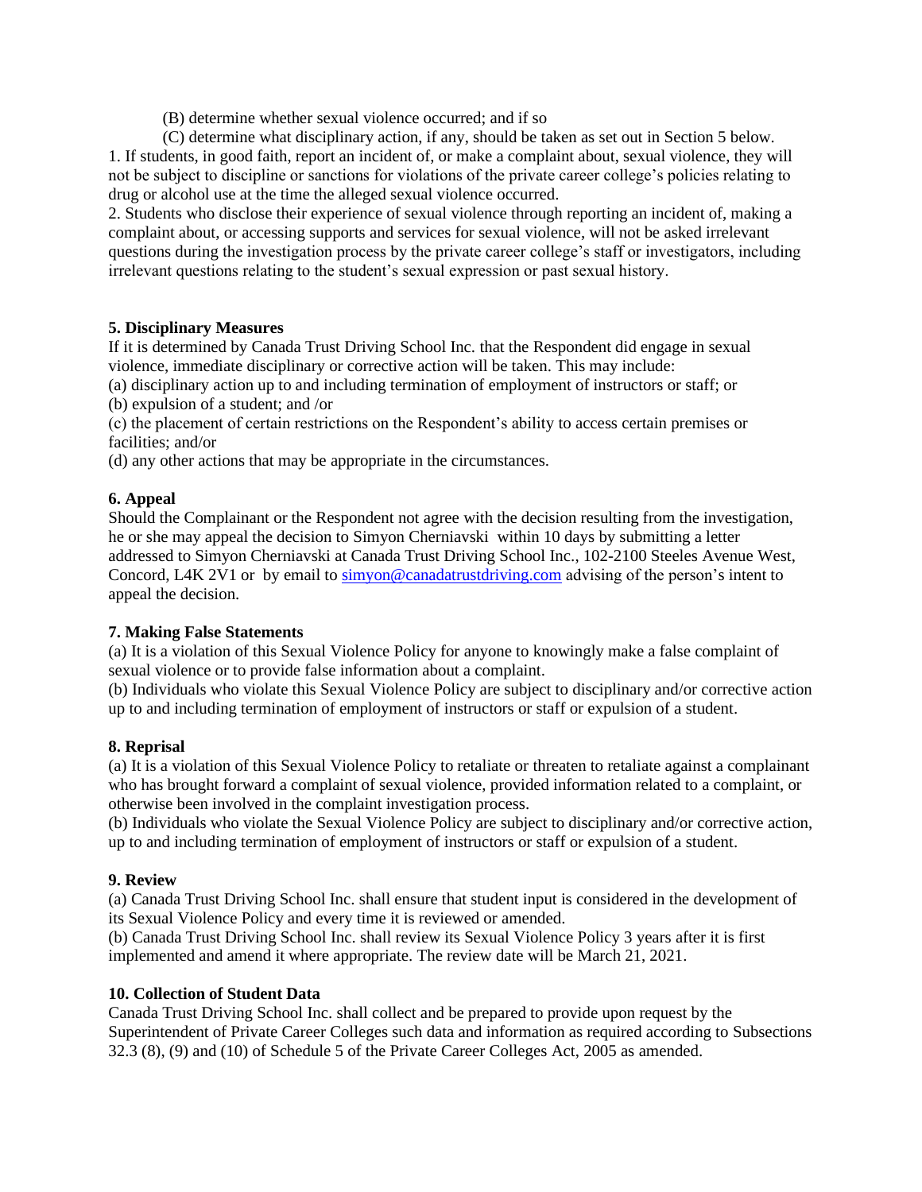(B) determine whether sexual violence occurred; and if so

(C) determine what disciplinary action, if any, should be taken as set out in Section 5 below.

1. If students, in good faith, report an incident of, or make a complaint about, sexual violence, they will not be subject to discipline or sanctions for violations of the private career college's policies relating to drug or alcohol use at the time the alleged sexual violence occurred.

2. Students who disclose their experience of sexual violence through reporting an incident of, making a complaint about, or accessing supports and services for sexual violence, will not be asked irrelevant questions during the investigation process by the private career college's staff or investigators, including irrelevant questions relating to the student's sexual expression or past sexual history.

**5. Disciplinary Measures**

If it is determined by Canada Trust Driving School Inc. that the Respondent did engage in sexual violence, immediate disciplinary or corrective action will be taken. This may include:

(a) disciplinary action up to and including termination of employment of instructors or staff; or

(b) expulsion of a student; and /or

(c) the placement of certain restrictions on the Respondent's ability to access certain premises or facilities; and/or

(d) any other actions that may be appropriate in the circumstances.

**6. Appeal**

Should the Complainant or the Respondent not agree with the decision resulting from the investigation, he or she may appeal the decision to Simyon Cherniavski within 10 days by submitting a letter addressed to Simyon Cherniavski at Canada Trust Driving School Inc., 102-2100 Steeles Avenue West, Concord, L4K 2V1 or by email to simyon@canadatrustdriving.com advising of the person's intent to appeal the decision.

**7. Making False Statements**

(a) It is a violation of this Sexual Violence Policy for anyone to knowingly make a false complaint of sexual violence or to provide false information about a complaint.

(b) Individuals who violate this Sexual Violence Policy are subject to disciplinary and/or corrective action up to and including termination of employment of instructors or staff or expulsion of a student.

**8. Reprisal**

(a) It is a violation of this Sexual Violence Policy to retaliate or threaten to retaliate against a complainant who has brought forward a complaint of sexual violence, provided information related to a complaint, or otherwise been involved in the complaint investigation process.

(b) Individuals who violate the Sexual Violence Policy are subject to disciplinary and/or corrective action, up to and including termination of employment of instructors or staff or expulsion of a student.

**9. Review**

(a) Canada Trust Driving School Inc. shall ensure that student input is considered in the development of its Sexual Violence Policy and every time it is reviewed or amended.

(b) Canada Trust Driving School Inc. shall review its Sexual Violence Policy 3 years after it is first implemented and amend it where appropriate. The review date will be March 21, 2021.

**10. Collection of Student Data**

Canada Trust Driving School Inc. shall collect and be prepared to provide upon request by the Superintendent of Private Career Colleges such data and information as required according to Subsections 32.3 (8), (9) and (10) of Schedule 5 of the Private Career Colleges Act, 2005 as amended.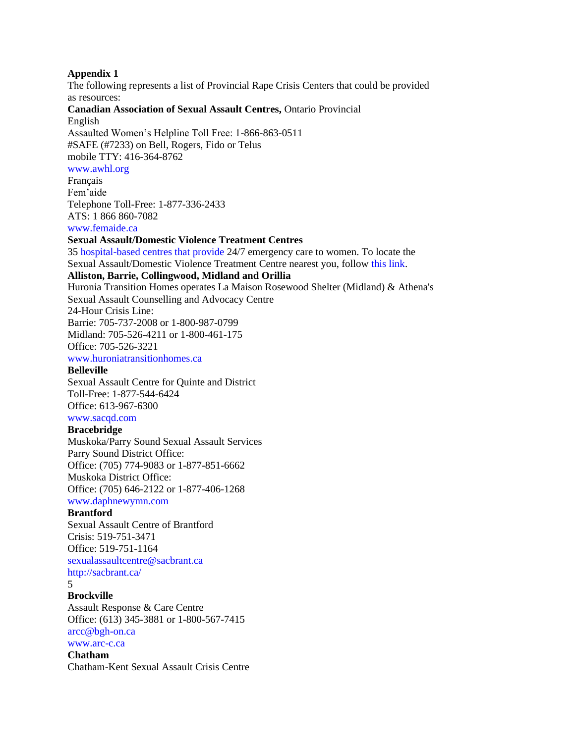**Appendix 1**

The following represents a list of Provincial Rape Crisis Centers that could be provided as resources:

**Canadian Association of Sexual Assault Centres,** Ontario Provincial

English

Assaulted Women's Helpline Toll Free: 1-866-863-0511

#SAFE (#7233) on Bell, Rogers, Fido or Telus

mobile TTY: 416-364-8762

www.awhl.org

Français

Fem'aide

Telephone Toll-Free: 1-877-336-2433

ATS: 1 866 860-7082

www.femaide.ca

**Sexual Assault/Domestic Violence Treatment Centres**

35 hospital-based centres that provide 24/7 emergency care to women. To locate the Sexual Assault/Domestic Violence Treatment Centre nearest you, follow this link.

**Alliston, Barrie, Collingwood, Midland and Orillia**

Huronia Transition Homes operates La Maison Rosewood Shelter (Midland) & Athena's Sexual Assault Counselling and Advocacy Centre

24-Hour Crisis Line:

Barrie: 705-737-2008 or 1-800-987-0799

Midland: 705-526-4211 or 1-800-461-175

Office: 705-526-3221

www.huroniatransitionhomes.ca

**Belleville**

Sexual Assault Centre for Quinte and District

Toll-Free: 1-877-544-6424

Office: 613-967-6300

www.sacqd.com

**Bracebridge**

Muskoka/Parry Sound Sexual Assault Services

Parry Sound District Office:

Office: (705) 774-9083 or 1-877-851-6662

Muskoka District Office:

Office: (705) 646-2122 or 1-877-406-1268

www.daphnewymn.com

**Brantford**

Sexual Assault Centre of Brantford

Crisis: 519-751-3471

Office: 519-751-1164

sexualassaultcentre@sacbrant.ca

http://sacbrant.ca/

**Brockville**

Assault Response & Care Centre

Office: (613) 345-3881 or 1-800-567-7415

arcc@bgh-on.ca

www.arc-c.ca

**Chatham**

Chatham-Kent Sexual Assault Crisis Centre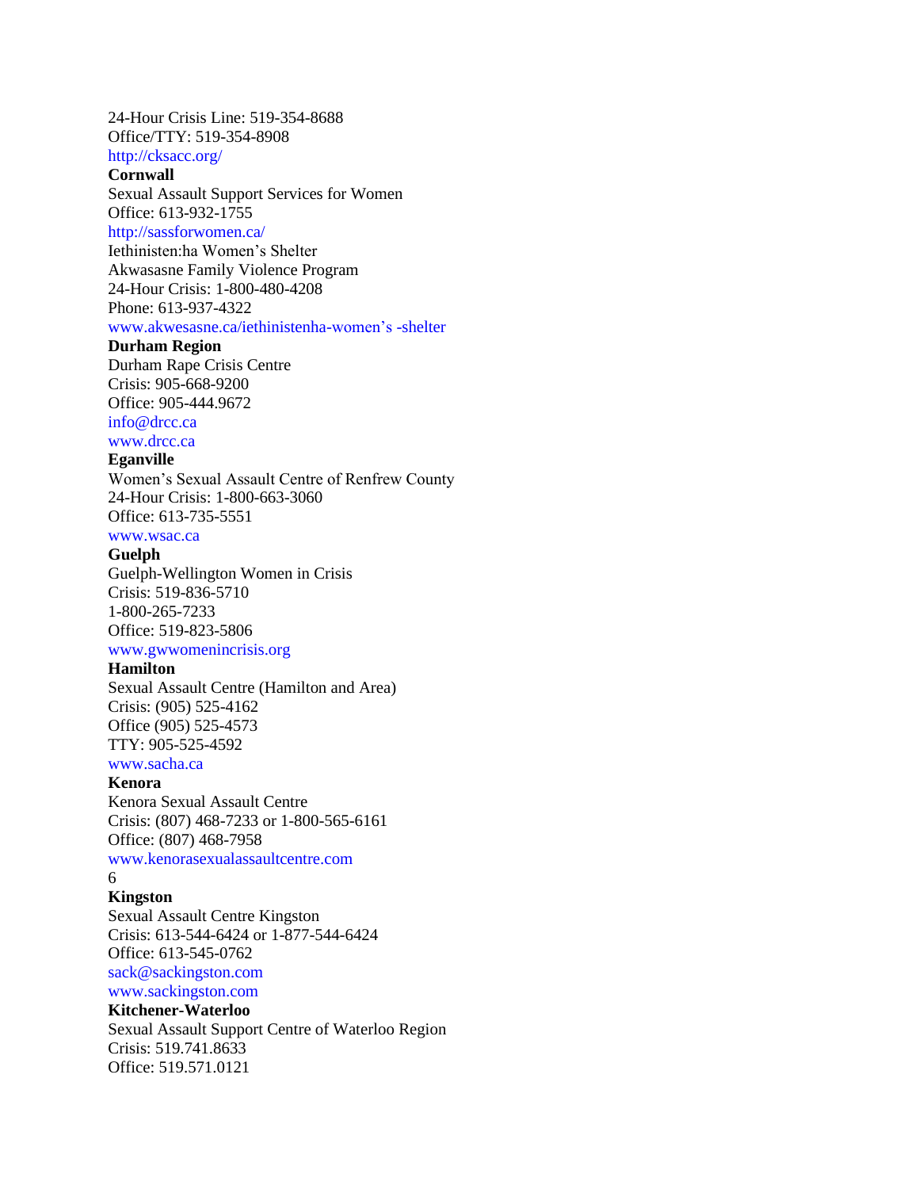24-Hour Crisis Line: 519-354-8688
Office/TTY: 519-354-8908
http://cksacc.org/

**Cornwall**

Sexual Assault Support Services for Women
Office: 613-932-1755
http://sassforwomen.ca/
Iethinisten:ha Women's Shelter
Akwasasne Family Violence Program
24-Hour Crisis: 1-800-480-4208
Phone: 613-937-4322
www.akwesasne.ca/iethinistenha-women's -shelter

**Durham Region**

Durham Rape Crisis Centre
Crisis: 905-668-9200
Office: 905-444.9672
info@drcc.ca
www.drcc.ca

**Eganville**

Women's Sexual Assault Centre of Renfrew County
24-Hour Crisis: 1-800-663-3060
Office: 613-735-5551
www.wsac.ca

**Guelph**

Guelph-Wellington Women in Crisis
Crisis: 519-836-5710
1-800-265-7233
Office: 519-823-5806
www.gwwomenincrisis.org

**Hamilton**

Sexual Assault Centre (Hamilton and Area)
Crisis: (905) 525-4162
Office (905) 525-4573
TTY: 905-525-4592
www.sacha.ca

**Kenora**

Kenora Sexual Assault Centre
Crisis: (807) 468-7233 or 1-800-565-6161
Office: (807) 468-7958
www.kenorasexualassaultcentre.com

**Kingston**

Sexual Assault Centre Kingston
Crisis: 613-544-6424 or 1-877-544-6424
Office: 613-545-0762
sack@sackingston.com
www.sackingston.com

**Kitchener-Waterloo**

Sexual Assault Support Centre of Waterloo Region
Crisis: 519.741.8633
Office: 519.571.0121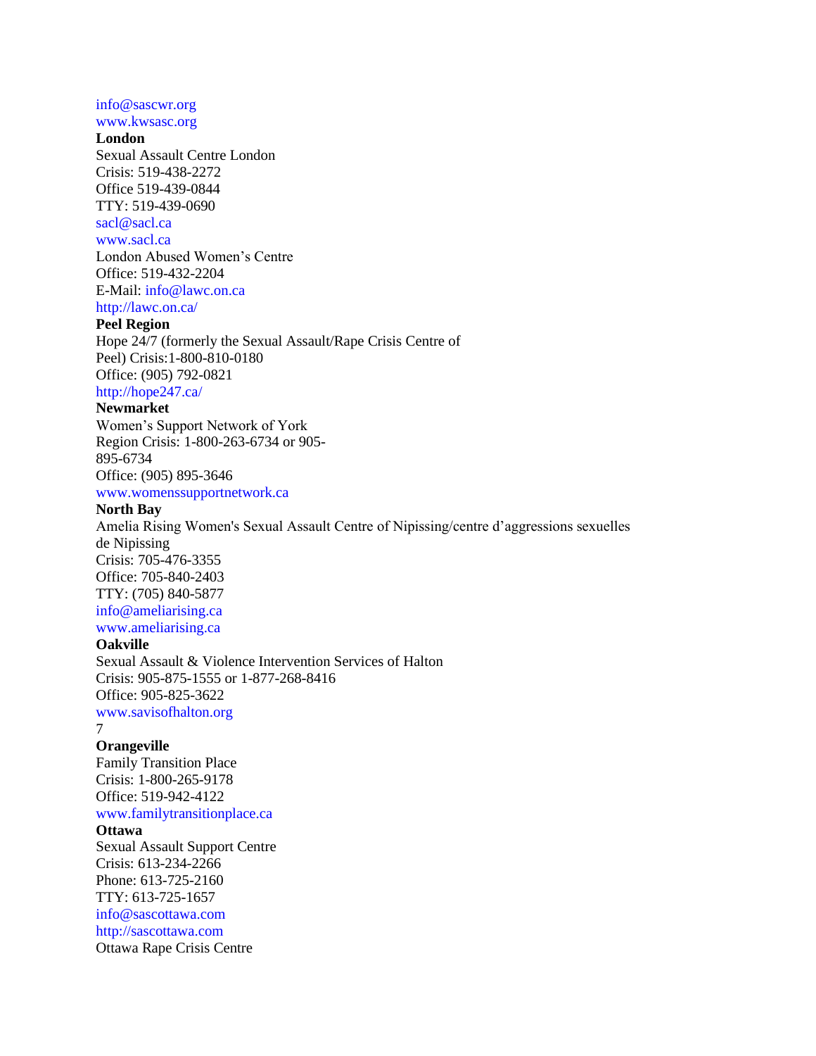info@sascwr.org
www.kwsasc.org

**London**

Sexual Assault Centre London
Crisis: 519-438-2272
Office 519-439-0844
TTY: 519-439-0690
sacl@sacl.ca
www.sacl.ca

London Abused Women's Centre
Office: 519-432-2204
E-Mail: info@lawc.on.ca
http://lawc.on.ca/

**Peel Region**

Hope 24/7 (formerly the Sexual Assault/Rape Crisis Centre of Peel) Crisis:1-800-810-0180
Office: (905) 792-0821
http://hope247.ca/

**Newmarket**

Women's Support Network of York Region Crisis: 1-800-263-6734 or 905-895-6734
Office: (905) 895-3646
www.womenssupportnetwork.ca

**North Bay**

Amelia Rising Women's Sexual Assault Centre of Nipissing/centre d'aggressions sexuelles de Nipissing
Crisis: 705-476-3355
Office: 705-840-2403
TTY: (705) 840-5877
info@ameliarising.ca
www.ameliarising.ca

**Oakville**

Sexual Assault & Violence Intervention Services of Halton
Crisis: 905-875-1555 or 1-877-268-8416
Office: 905-825-3622
www.savisofhalton.org

**Orangeville**

Family Transition Place
Crisis: 1-800-265-9178
Office: 519-942-4122
www.familytransitionplace.ca

**Ottawa**

Sexual Assault Support Centre
Crisis: 613-234-2266
Phone: 613-725-2160
TTY: 613-725-1657
info@sascottawa.com
http://sascottawa.com

Ottawa Rape Crisis Centre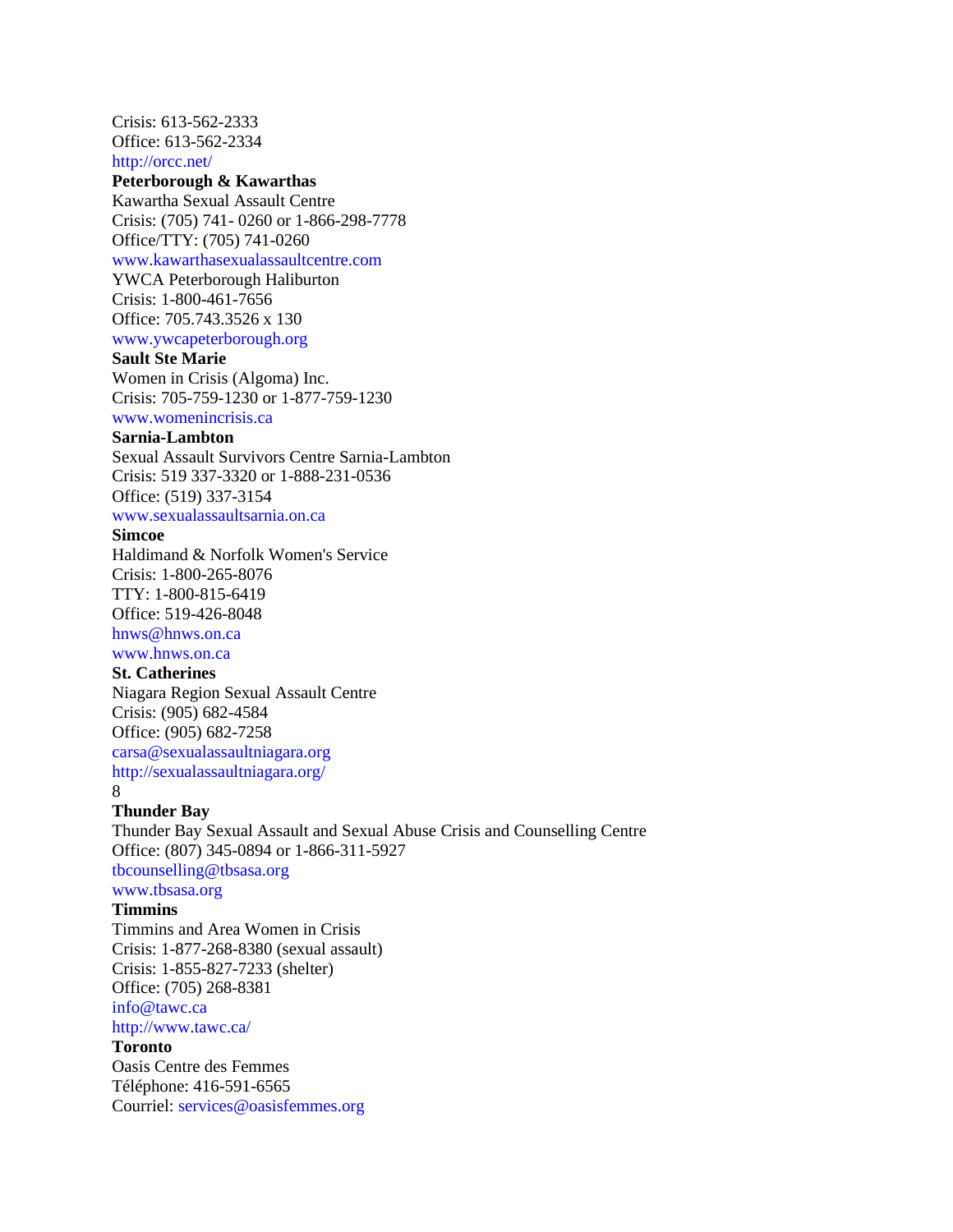Crisis: 613-562-2333
Office: 613-562-2334
http://orcc.net/

**Peterborough & Kawarthas**

Kawartha Sexual Assault Centre
Crisis: (705) 741- 0260 or 1-866-298-7778
Office/TTY: (705) 741-0260
www.kawarthasexualassaultcentre.com

YWCA Peterborough Haliburton
Crisis: 1-800-461-7656
Office: 705.743.3526 x 130
www.ywcapeterborough.org

**Sault Ste Marie**

Women in Crisis (Algoma) Inc.
Crisis: 705-759-1230 or 1-877-759-1230
www.womenincrisis.ca

**Sarnia-Lambton**

Sexual Assault Survivors Centre Sarnia-Lambton
Crisis: 519 337-3320 or 1-888-231-0536
Office: (519) 337-3154
www.sexualassaultsarnia.on.ca

**Simcoe**

Haldimand & Norfolk Women's Service
Crisis: 1-800-265-8076
TTY: 1-800-815-6419
Office: 519-426-8048
hnws@hnws.on.ca
www.hnws.on.ca

**St. Catherines**

Niagara Region Sexual Assault Centre
Crisis: (905) 682-4584
Office: (905) 682-7258
carsa@sexualassaultniagara.org
http://sexualassaultniagara.org/

**Thunder Bay**

Thunder Bay Sexual Assault and Sexual Abuse Crisis and Counselling Centre
Office: (807) 345-0894 or 1-866-311-5927
tbcounselling@tbsasa.org
www.tbsasa.org

**Timmins**

Timmins and Area Women in Crisis
Crisis: 1-877-268-8380 (sexual assault)
Crisis: 1-855-827-7233 (shelter)
Office: (705) 268-8381
info@tawc.ca
http://www.tawc.ca/

**Toronto**

Oasis Centre des Femmes
Téléphone: 416-591-6565
Courriel: services@oasisfemmes.org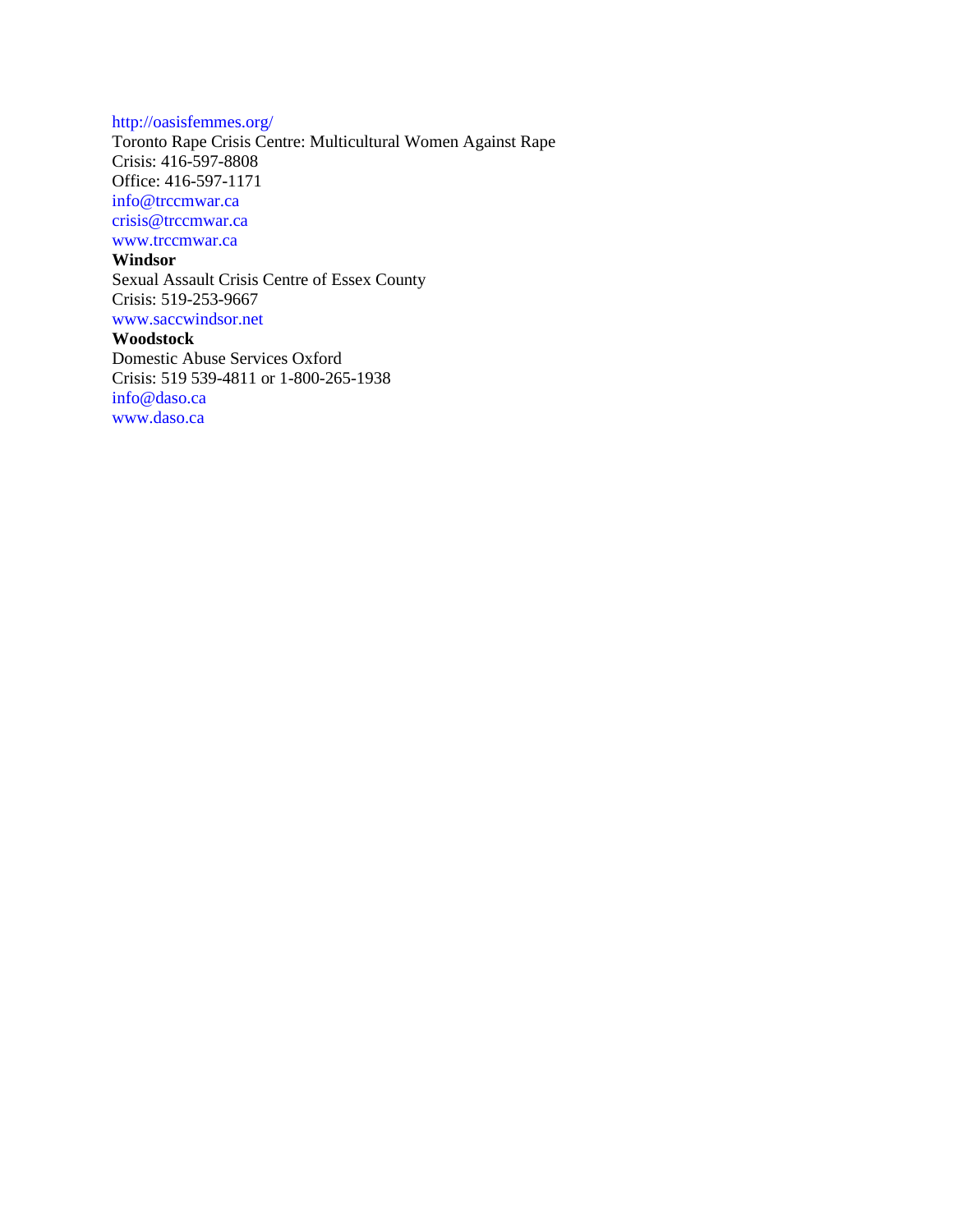http://oasisfemmes.org/
Toronto Rape Crisis Centre: Multicultural Women Against Rape
Crisis: 416-597-8808
Office: 416-597-1171
info@trccmwar.ca
crisis@trccmwar.ca
www.trccmwar.ca

**Windsor**

Sexual Assault Crisis Centre of Essex County
Crisis: 519-253-9667
www.saccwindsor.net

**Woodstock**

Domestic Abuse Services Oxford
Crisis: 519 539-4811 or 1-800-265-1938
info@daso.ca
www.daso.ca